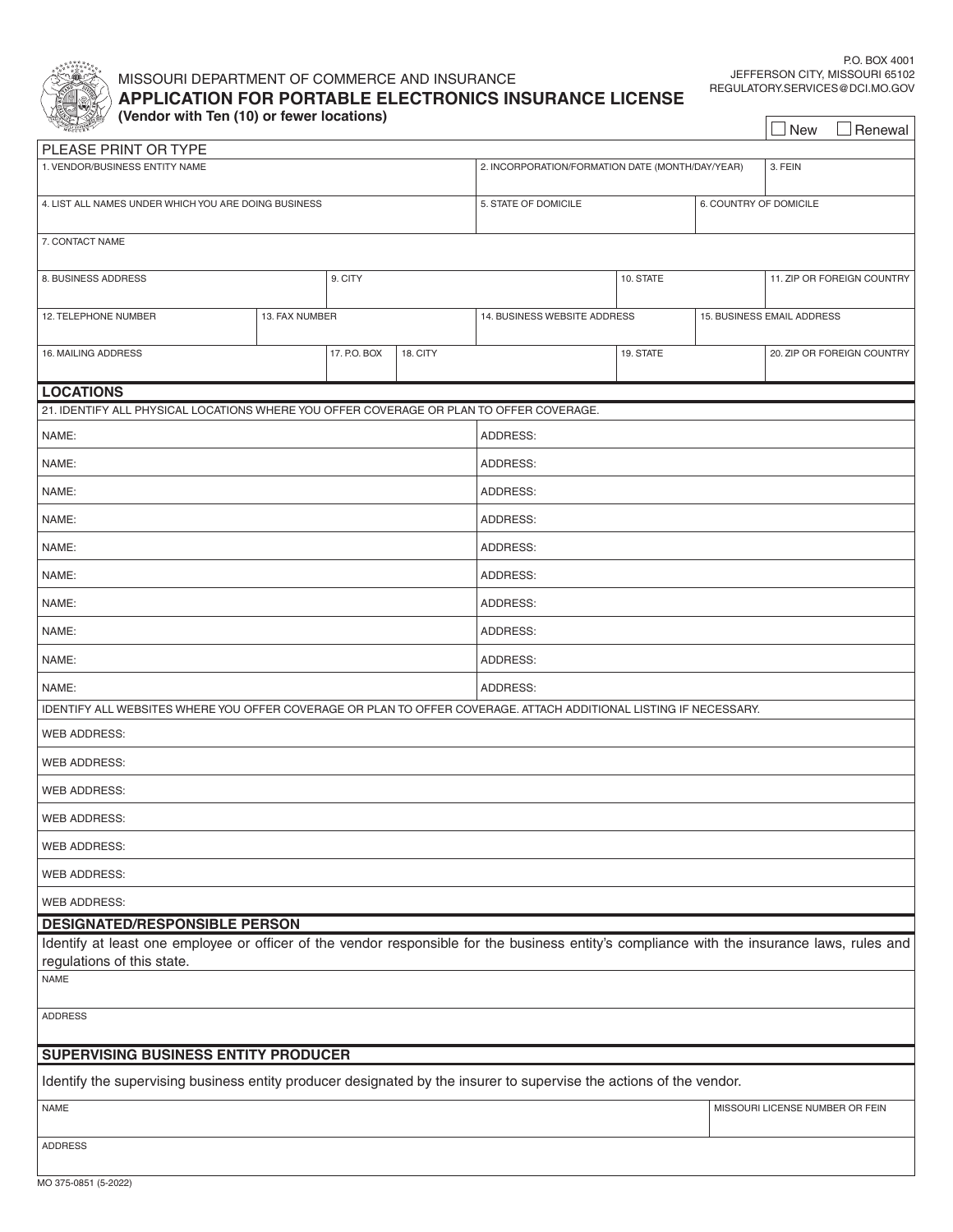MISSOURI DEPARTMENT OF COMMERCE AND INSURANCE

# APPLICATION FOR PORTABLE ELECTRONICS INSURANCE LICENSE

**(Vendor with Ten (10) or fewer locations)**

P.O. BOX 4001
JEFFERSON CITY, MISSOURI 65102
REGULATORY.SERVICES@DCI.MO.GOV

☐ New ☐ Renewal

PLEASE PRINT OR TYPE

| 1. VENDOR/BUSINESS ENTITY NAME | 2. INCORPORATION/FORMATION DATE (MONTH/DAY/YEAR) | 3. FEIN |
|---|---|---|
| | | |

| 4. LIST ALL NAMES UNDER WHICH YOU ARE DOING BUSINESS | 5. STATE OF DOMICILE | 6. COUNTRY OF DOMICILE |
|---|---|---|
| | | |

| 7. CONTACT NAME |
|---|
| |

| 8. BUSINESS ADDRESS | 9. CITY | 10. STATE | 11. ZIP OR FOREIGN COUNTRY |
|---|---|---|---|
| | | | |

| 12. TELEPHONE NUMBER | 13. FAX NUMBER | 14. BUSINESS WEBSITE ADDRESS | 15. BUSINESS EMAIL ADDRESS |
|---|---|---|---|
| | | | |

| 16. MAILING ADDRESS | 17. P.O. BOX | 18. CITY | 19. STATE | 20. ZIP OR FOREIGN COUNTRY |
|---|---|---|---|---|
| | | | | |

## LOCATIONS

21. IDENTIFY ALL PHYSICAL LOCATIONS WHERE YOU OFFER COVERAGE OR PLAN TO OFFER COVERAGE.

| NAME: | ADDRESS: |
|---|---|
| NAME: | ADDRESS: |
| NAME: | ADDRESS: |
| NAME: | ADDRESS: |
| NAME: | ADDRESS: |
| NAME: | ADDRESS: |
| NAME: | ADDRESS: |
| NAME: | ADDRESS: |
| NAME: | ADDRESS: |
| NAME: | ADDRESS: |

IDENTIFY ALL WEBSITES WHERE YOU OFFER COVERAGE OR PLAN TO OFFER COVERAGE. ATTACH ADDITIONAL LISTING IF NECESSARY.

WEB ADDRESS:

WEB ADDRESS:

WEB ADDRESS:

WEB ADDRESS:

WEB ADDRESS:

WEB ADDRESS:

WEB ADDRESS:

## DESIGNATED/RESPONSIBLE PERSON

Identify at least one employee or officer of the vendor responsible for the business entity's compliance with the insurance laws, rules and regulations of this state.

NAME

ADDRESS

## SUPERVISING BUSINESS ENTITY PRODUCER

Identify the supervising business entity producer designated by the insurer to supervise the actions of the vendor.

| NAME | MISSOURI LICENSE NUMBER OR FEIN |
|---|---|
| | |

ADDRESS

MO 375-0851 (5-2022)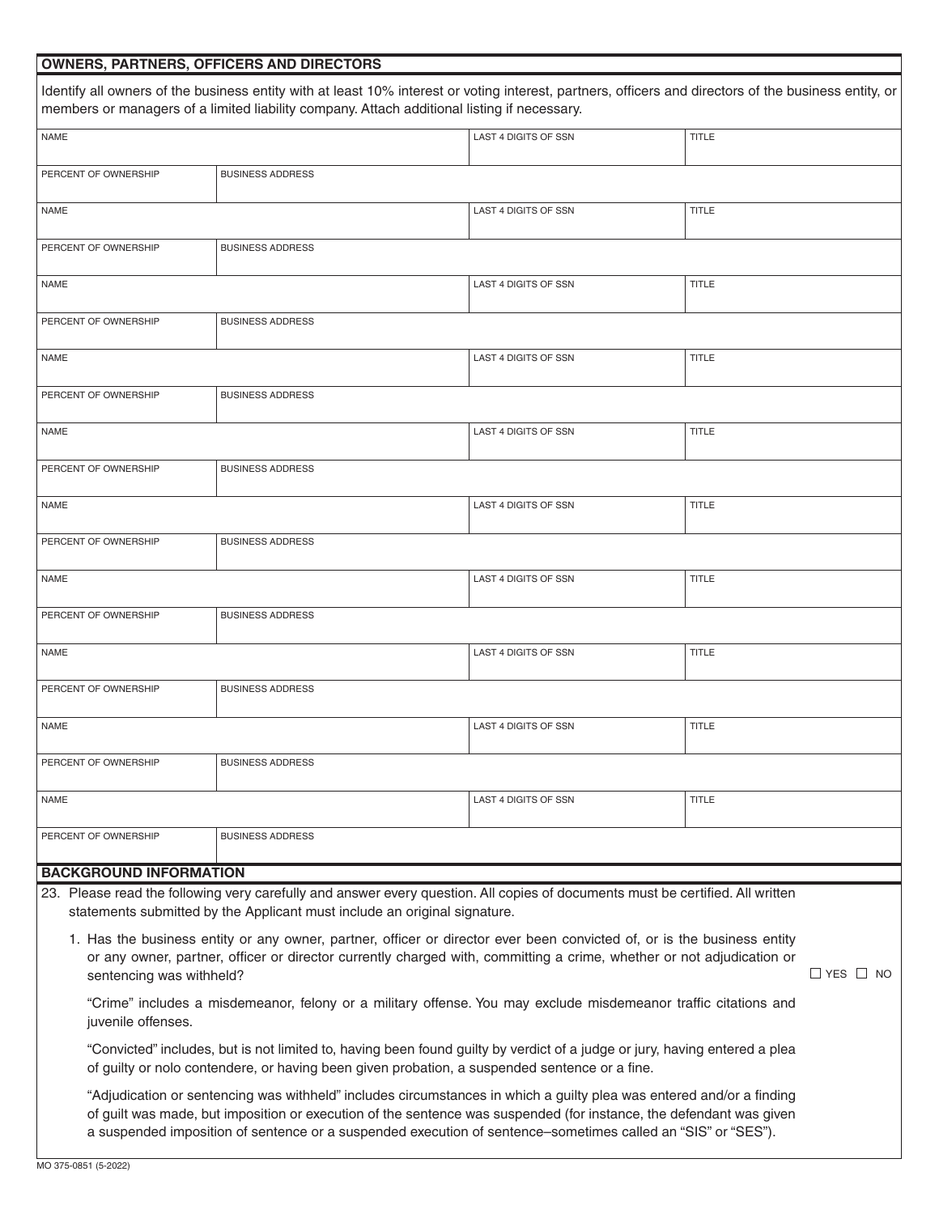## OWNERS, PARTNERS, OFFICERS AND DIRECTORS

Identify all owners of the business entity with at least 10% interest or voting interest, partners, officers and directors of the business entity, or members or managers of a limited liability company. Attach additional listing if necessary.

| NAME | | LAST 4 DIGITS OF SSN | TITLE |
|---|---|---|---|
| PERCENT OF OWNERSHIP | BUSINESS ADDRESS | | |
| NAME | | LAST 4 DIGITS OF SSN | TITLE |
| PERCENT OF OWNERSHIP | BUSINESS ADDRESS | | |
| NAME | | LAST 4 DIGITS OF SSN | TITLE |
| PERCENT OF OWNERSHIP | BUSINESS ADDRESS | | |
| NAME | | LAST 4 DIGITS OF SSN | TITLE |
| PERCENT OF OWNERSHIP | BUSINESS ADDRESS | | |
| NAME | | LAST 4 DIGITS OF SSN | TITLE |
| PERCENT OF OWNERSHIP | BUSINESS ADDRESS | | |
| NAME | | LAST 4 DIGITS OF SSN | TITLE |
| PERCENT OF OWNERSHIP | BUSINESS ADDRESS | | |
| NAME | | LAST 4 DIGITS OF SSN | TITLE |
| PERCENT OF OWNERSHIP | BUSINESS ADDRESS | | |
| NAME | | LAST 4 DIGITS OF SSN | TITLE |
| PERCENT OF OWNERSHIP | BUSINESS ADDRESS | | |
| NAME | | LAST 4 DIGITS OF SSN | TITLE |
| PERCENT OF OWNERSHIP | BUSINESS ADDRESS | | |

## BACKGROUND INFORMATION

23. Please read the following very carefully and answer every question. All copies of documents must be certified. All written statements submitted by the Applicant must include an original signature.

    1. Has the business entity or any owner, partner, officer or director ever been convicted of, or is the business entity or any owner, partner, officer or director currently charged with, committing a crime, whether or not adjudication or sentencing was withheld? ☐ YES ☐ NO

       "Crime" includes a misdemeanor, felony or a military offense. You may exclude misdemeanor traffic citations and juvenile offenses.

       "Convicted" includes, but is not limited to, having been found guilty by verdict of a judge or jury, having entered a plea of guilty or nolo contendere, or having been given probation, a suspended sentence or a fine.

       "Adjudication or sentencing was withheld" includes circumstances in which a guilty plea was entered and/or a finding of guilt was made, but imposition or execution of the sentence was suspended (for instance, the defendant was given a suspended imposition of sentence or a suspended execution of sentence–sometimes called an "SIS" or "SES").

MO 375-0851 (5-2022)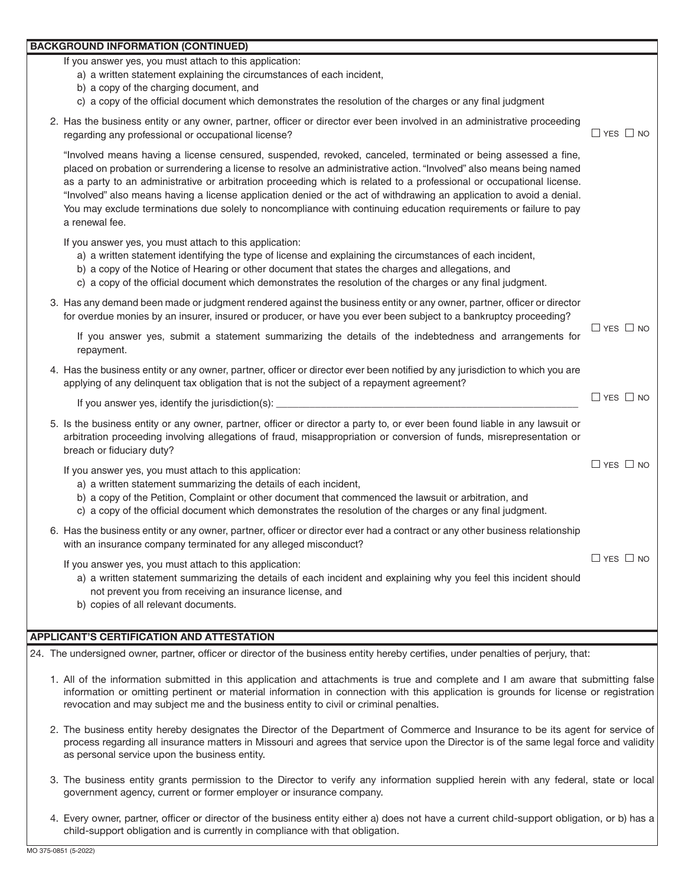## BACKGROUND INFORMATION (CONTINUED)

If you answer yes, you must attach to this application:

a) a written statement explaining the circumstances of each incident,
b) a copy of the charging document, and
c) a copy of the official document which demonstrates the resolution of the charges or any final judgment

2. Has the business entity or any owner, partner, officer or director ever been involved in an administrative proceeding regarding any professional or occupational license? ☐ YES ☐ NO

   "Involved means having a license censured, suspended, revoked, canceled, terminated or being assessed a fine, placed on probation or surrendering a license to resolve an administrative action. "Involved" also means being named as a party to an administrative or arbitration proceeding which is related to a professional or occupational license. "Involved" also means having a license application denied or the act of withdrawing an application to avoid a denial. You may exclude terminations due solely to noncompliance with continuing education requirements or failure to pay a renewal fee.

   If you answer yes, you must attach to this application:

   a) a written statement identifying the type of license and explaining the circumstances of each incident,
   b) a copy of the Notice of Hearing or other document that states the charges and allegations, and
   c) a copy of the official document which demonstrates the resolution of the charges or any final judgment.

3. Has any demand been made or judgment rendered against the business entity or any owner, partner, officer or director for overdue monies by an insurer, insured or producer, or have you ever been subject to a bankruptcy proceeding? ☐ YES ☐ NO

   If you answer yes, submit a statement summarizing the details of the indebtedness and arrangements for repayment.

4. Has the business entity or any owner, partner, officer or director ever been notified by any jurisdiction to which you are applying of any delinquent tax obligation that is not the subject of a repayment agreement? ☐ YES ☐ NO

   If you answer yes, identify the jurisdiction(s): ______________________________

5. Is the business entity or any owner, partner, officer or director a party to, or ever been found liable in any lawsuit or arbitration proceeding involving allegations of fraud, misappropriation or conversion of funds, misrepresentation or breach or fiduciary duty? ☐ YES ☐ NO

   If you answer yes, you must attach to this application:

   a) a written statement summarizing the details of each incident,
   b) a copy of the Petition, Complaint or other document that commenced the lawsuit or arbitration, and
   c) a copy of the official document which demonstrates the resolution of the charges or any final judgment.

6. Has the business entity or any owner, partner, officer or director ever had a contract or any other business relationship with an insurance company terminated for any alleged misconduct? ☐ YES ☐ NO

   If you answer yes, you must attach to this application:

   a) a written statement summarizing the details of each incident and explaining why you feel this incident should not prevent you from receiving an insurance license, and
   b) copies of all relevant documents.

## APPLICANT'S CERTIFICATION AND ATTESTATION

24. The undersigned owner, partner, officer or director of the business entity hereby certifies, under penalties of perjury, that:

   1. All of the information submitted in this application and attachments is true and complete and I am aware that submitting false information or omitting pertinent or material information in connection with this application is grounds for license or registration revocation and may subject me and the business entity to civil or criminal penalties.

   2. The business entity hereby designates the Director of the Department of Commerce and Insurance to be its agent for service of process regarding all insurance matters in Missouri and agrees that service upon the Director is of the same legal force and validity as personal service upon the business entity.

   3. The business entity grants permission to the Director to verify any information supplied herein with any federal, state or local government agency, current or former employer or insurance company.

   4. Every owner, partner, officer or director of the business entity either a) does not have a current child-support obligation, or b) has a child-support obligation and is currently in compliance with that obligation.

MO 375-0851 (5-2022)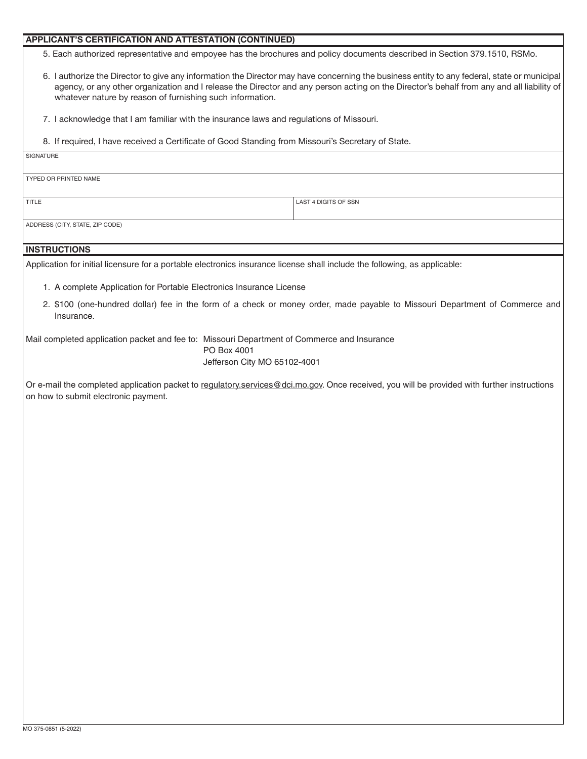## APPLICANT'S CERTIFICATION AND ATTESTATION (CONTINUED)

5. Each authorized representative and empoyee has the brochures and policy documents described in Section 379.1510, RSMo.

6. I authorize the Director to give any information the Director may have concerning the business entity to any federal, state or municipal agency, or any other organization and I release the Director and any person acting on the Director's behalf from any and all liability of whatever nature by reason of furnishing such information.

7. I acknowledge that I am familiar with the insurance laws and regulations of Missouri.

8. If required, I have received a Certificate of Good Standing from Missouri's Secretary of State.

| | |
|---|---|
| SIGNATURE | |
| TYPED OR PRINTED NAME | |
| TITLE | LAST 4 DIGITS OF SSN |
| ADDRESS (CITY, STATE, ZIP CODE) | |

## INSTRUCTIONS

Application for initial licensure for a portable electronics insurance license shall include the following, as applicable:

1. A complete Application for Portable Electronics Insurance License

2. $100 (one-hundred dollar) fee in the form of a check or money order, made payable to Missouri Department of Commerce and Insurance.

Mail completed application packet and fee to: Missouri Department of Commerce and Insurance
PO Box 4001
Jefferson City MO 65102-4001

Or e-mail the completed application packet to regulatory.services@dci.mo.gov. Once received, you will be provided with further instructions on how to submit electronic payment.

MO 375-0851 (5-2022)